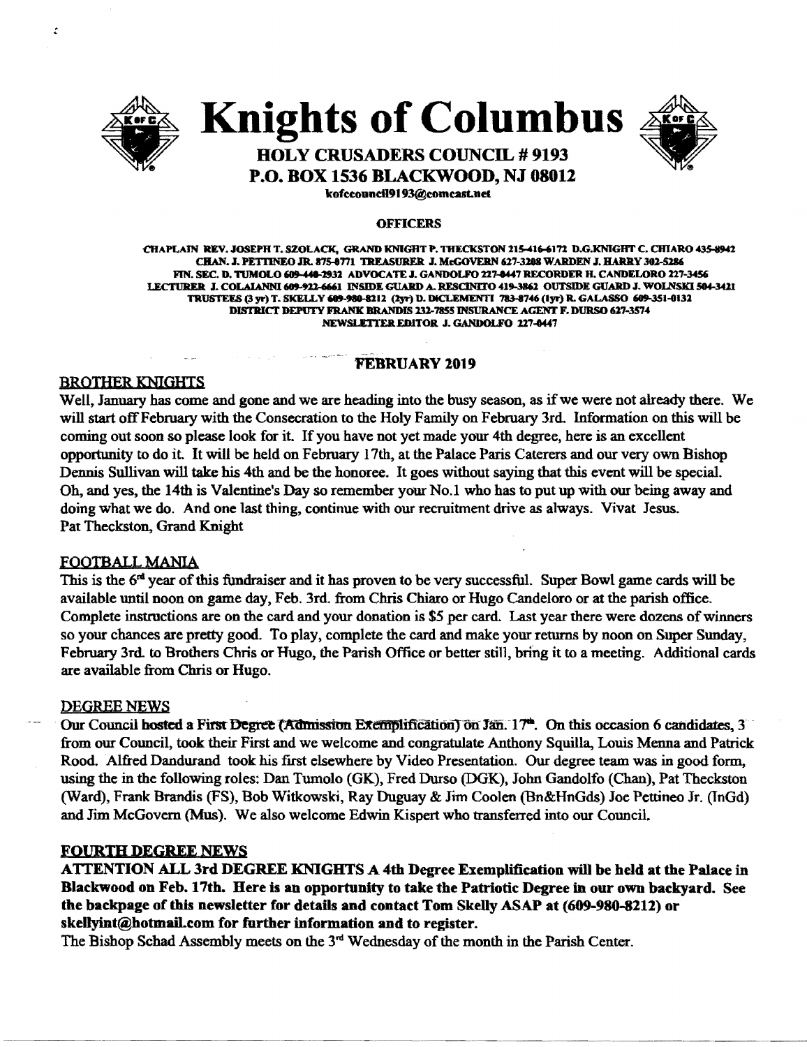# Knights of Columbus

## HOLY CRUSADERS COUNCIL # 9193
## P.O. BOX 1536 BLACKWOOD, NJ 08012

kofccouncil9193@comcast.net

**OFFICERS**

CHAPLAIN REV. JOSEPH T. SZOLACK, GRAND KNIGHT P. THECKSTON 215-416-6172 D.G.KNIGHT C. CHIARO 435-8942
CHAN. J. PETTINEO JR. 875-8771 TREASURER J. McGOVERN 627-3208 WARDEN J. HARRY 302-5286
FIN. SEC. D. TUMOLO 609-440-2932 ADVOCATE J. GANDOLFO 227-8447 RECORDER H. CANDELORO 227-3456
LECTURER J. COLAIANNI 609-922-6661 INSIDE GUARD A. RESCINITO 419-3862 OUTSIDE GUARD J. WOLNSKI 504-3421
TRUSTEES (3 yr) T. SKELLY 609-980-8212 (2yr) D. DiCLEMENTI 783-8746 (1yr) R. GALASSO 609-351-0132
DISTRICT DEPUTY FRANK BRANDIS 232-7855 INSURANCE AGENT F. DURSO 627-3574
NEWSLETTER EDITOR J. GANDOLFO 227-8447

**FEBRUARY 2019**

### BROTHER KNIGHTS

Well, January has come and gone and we are heading into the busy season, as if we were not already there. We will start off February with the Consecration to the Holy Family on February 3rd. Information on this will be coming out soon so please look for it. If you have not yet made your 4th degree, here is an excellent opportunity to do it. It will be held on February 17th, at the Palace Paris Caterers and our very own Bishop Dennis Sullivan will take his 4th and be the honoree. It goes without saying that this event will be special. Oh, and yes, the 14th is Valentine's Day so remember your No.1 who has to put up with our being away and doing what we do. And one last thing, continue with our recruitment drive as always. Vivat Jesus.
Pat Theckston, Grand Knight

### FOOTBALL MANIA

This is the 6rd year of this fundraiser and it has proven to be very successful. Super Bowl game cards will be available until noon on game day, Feb. 3rd. from Chris Chiaro or Hugo Candeloro or at the parish office. Complete instructions are on the card and your donation is $5 per card. Last year there were dozens of winners so your chances are pretty good. To play, complete the card and make your returns by noon on Super Sunday, February 3rd. to Brothers Chris or Hugo, the Parish Office or better still, bring it to a meeting. Additional cards are available from Chris or Hugo.

### DEGREE NEWS

Our Council hosted a First Degree (Admission Exemplification) on Jan. 17th. On this occasion 6 candidates, 3 from our Council, took their First and we welcome and congratulate Anthony Squilla, Louis Menna and Patrick Rood. Alfred Dandurand took his first elsewhere by Video Presentation. Our degree team was in good form, using the in the following roles: Dan Tumolo (GK), Fred Durso (DGK), John Gandolfo (Chan), Pat Theckston (Ward), Frank Brandis (FS), Bob Witkowski, Ray Duguay & Jim Coolen (Bn&HnGds) Joe Pettineo Jr. (InGd) and Jim McGovern (Mus). We also welcome Edwin Kispert who transferred into our Council.

### FOURTH DEGREE NEWS

**ATTENTION ALL 3rd DEGREE KNIGHTS A 4th Degree Exemplification will be held at the Palace in Blackwood on Feb. 17th. Here is an opportunity to take the Patriotic Degree in our own backyard. See the backpage of this newsletter for details and contact Tom Skelly ASAP at (609-980-8212) or skellyint@hotmail.com for further information and to register.**

The Bishop Schad Assembly meets on the 3rd Wednesday of the month in the Parish Center.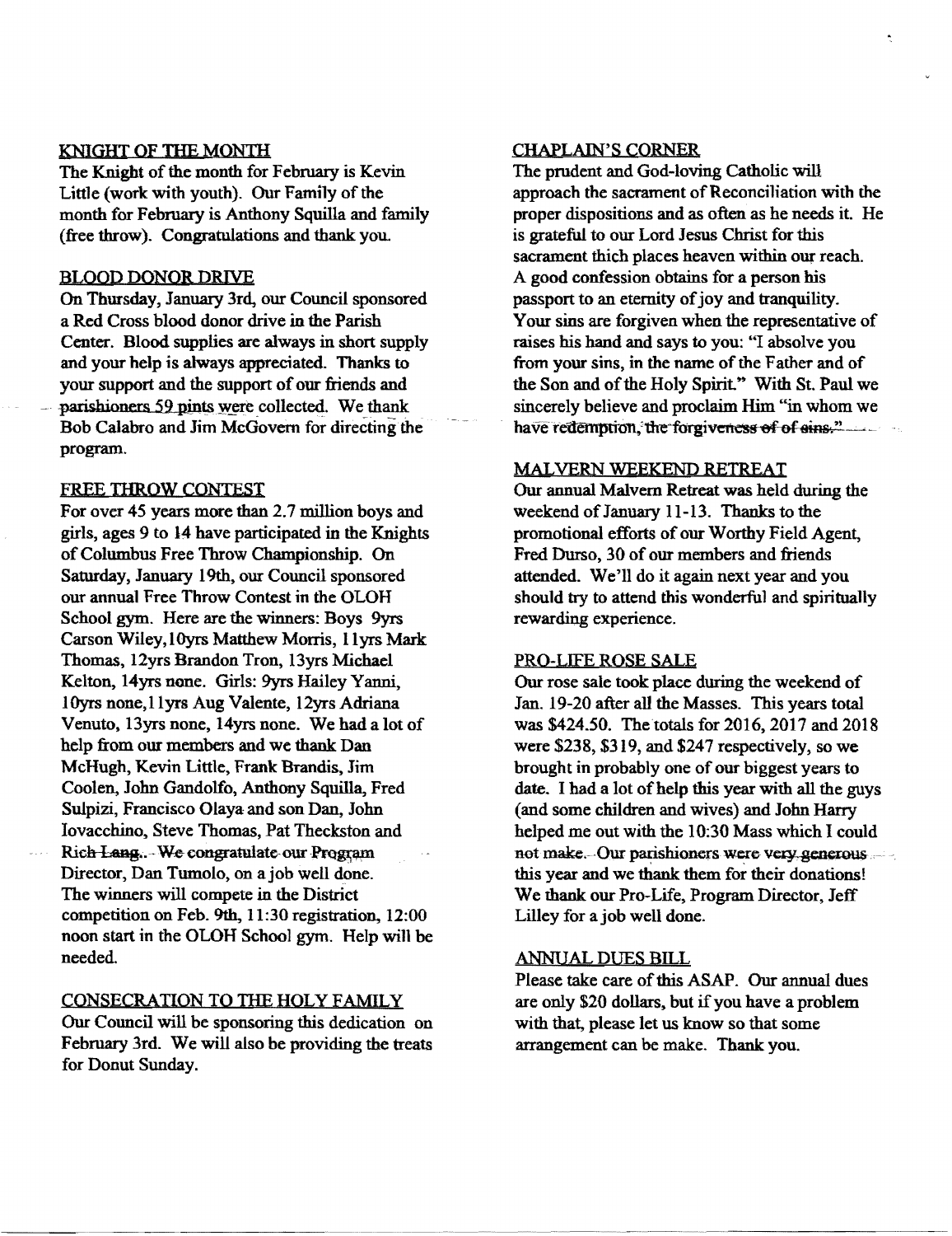## KNIGHT OF THE MONTH

The Knight of the month for February is Kevin Little (work with youth). Our Family of the month for February is Anthony Squilla and family (free throw). Congratulations and thank you.

## BLOOD DONOR DRIVE

On Thursday, January 3rd, our Council sponsored a Red Cross blood donor drive in the Parish Center. Blood supplies are always in short supply and your help is always appreciated. Thanks to your support and the support of our friends and parishioners 59 pints were collected. We thank Bob Calabro and Jim McGovern for directing the program.

## FREE THROW CONTEST

For over 45 years more than 2.7 million boys and girls, ages 9 to 14 have participated in the Knights of Columbus Free Throw Championship. On Saturday, January 19th, our Council sponsored our annual Free Throw Contest in the OLOH School gym. Here are the winners: Boys 9yrs Carson Wiley, 10yrs Matthew Morris, 11yrs Mark Thomas, 12yrs Brandon Tron, 13yrs Michael Kelton, 14yrs none. Girls: 9yrs Hailey Yanni, 10yrs none, 11yrs Aug Valente, 12yrs Adriana Venuto, 13yrs none, 14yrs none. We had a lot of help from our members and we thank Dan McHugh, Kevin Little, Frank Brandis, Jim Coolen, John Gandolfo, Anthony Squilla, Fred Sulpizi, Francisco Olaya and son Dan, John Iovacchino, Steve Thomas, Pat Theckston and Rich Lang.. We congratulate our Program Director, Dan Tumolo, on a job well done. The winners will compete in the District competition on Feb. 9th, 11:30 registration, 12:00 noon start in the OLOH School gym. Help will be needed.

## CONSECRATION TO THE HOLY FAMILY

Our Council will be sponsoring this dedication on February 3rd. We will also be providing the treats for Donut Sunday.

## CHAPLAIN'S CORNER

The prudent and God-loving Catholic will approach the sacrament of Reconciliation with the proper dispositions and as often as he needs it. He is grateful to our Lord Jesus Christ for this sacrament thich places heaven within our reach. A good confession obtains for a person his passport to an eternity of joy and tranquility. Your sins are forgiven when the representative of raises his hand and says to you: "I absolve you from your sins, in the name of the Father and of the Son and of the Holy Spirit." With St. Paul we sincerely believe and proclaim Him "in whom we have redemption, the forgiveness of of sins."

## MALVERN WEEKEND RETREAT

Our annual Malvern Retreat was held during the weekend of January 11-13. Thanks to the promotional efforts of our Worthy Field Agent, Fred Durso, 30 of our members and friends attended. We'll do it again next year and you should try to attend this wonderful and spiritually rewarding experience.

## PRO-LIFE ROSE SALE

Our rose sale took place during the weekend of Jan. 19-20 after all the Masses. This years total was $424.50. The totals for 2016, 2017 and 2018 were $238, $319, and $247 respectively, so we brought in probably one of our biggest years to date. I had a lot of help this year with all the guys (and some children and wives) and John Harry helped me out with the 10:30 Mass which I could not make. Our parishioners were very generous this year and we thank them for their donations! We thank our Pro-Life, Program Director, Jeff Lilley for a job well done.

## ANNUAL DUES BILL

Please take care of this ASAP. Our annual dues are only $20 dollars, but if you have a problem with that, please let us know so that some arrangement can be make. Thank you.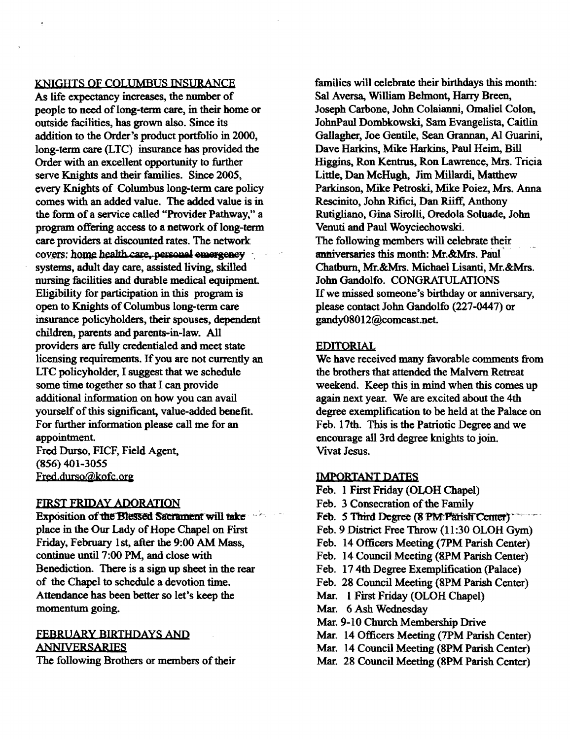## KNIGHTS OF COLUMBUS INSURANCE

As life expectancy increases, the number of people to need of long-term care, in their home or outside facilities, has grown also. Since its addition to the Order's product portfolio in 2000, long-term care (LTC) insurance has provided the Order with an excellent opportunity to further serve Knights and their families. Since 2005, every Knights of Columbus long-term care policy comes with an added value. The added value is in the form of a service called "Provider Pathway," a program offering access to a network of long-term care providers at discounted rates. The network covers: home health care, personal emergency systems, adult day care, assisted living, skilled nursing facilities and durable medical equipment. Eligibility for participation in this program is open to Knights of Columbus long-term care insurance policyholders, their spouses, dependent children, parents and parents-in-law. All providers are fully credentialed and meet state licensing requirements. If you are not currently an LTC policyholder, I suggest that we schedule some time together so that I can provide additional information on how you can avail yourself of this significant, value-added benefit. For further information please call me for an appointment.

Fred Durso, FICF, Field Agent,
(856) 401-3055
Fred.durso@kofc.org

## FIRST FRIDAY ADORATION

Exposition of the Blessed Sacrament will take place in the Our Lady of Hope Chapel on First Friday, February 1st, after the 9:00 AM Mass, continue until 7:00 PM, and close with Benediction. There is a sign up sheet in the rear of the Chapel to schedule a devotion time. Attendance has been better so let's keep the momentum going.

## FEBRUARY BIRTHDAYS AND ANNIVERSARIES

The following Brothers or members of their families will celebrate their birthdays this month: Sal Aversa, William Belmont, Harry Breen, Joseph Carbone, John Colaianni, Omaliel Colon, JohnPaul Dombkowski, Sam Evangelista, Caitlin Gallagher, Joe Gentile, Sean Grannan, Al Guarini, Dave Harkins, Mike Harkins, Paul Heim, Bill Higgins, Ron Kentrus, Ron Lawrence, Mrs. Tricia Little, Dan McHugh, Jim Millardi, Matthew Parkinson, Mike Petroski, Mike Poiez, Mrs. Anna Rescinito, John Rifici, Dan Riiff, Anthony Rutigliano, Gina Sirolli, Oredola Soluade, John Venuti and Paul Woyciechowski.

The following members will celebrate their anniversaries this month: Mr.&Mrs. Paul Chatburn, Mr.&Mrs. Michael Lisanti, Mr.&Mrs. John Gandolfo. CONGRATULATIONS

If we missed someone's birthday or anniversary, please contact John Gandolfo (227-0447) or gandy08012@comcast.net.

## EDITORIAL

We have received many favorable comments from the brothers that attended the Malvern Retreat weekend. Keep this in mind when this comes up again next year. We are excited about the 4th degree exemplification to be held at the Palace on Feb. 17th. This is the Patriotic Degree and we encourage all 3rd degree knights to join.

Vivat Jesus.

## IMPORTANT DATES

- Feb. 1 First Friday (OLOH Chapel)
- Feb. 3 Consecration of the Family
- Feb. 5 Third Degree (8 PM Parish Center)
- Feb. 9 District Free Throw (11:30 OLOH Gym)
- Feb. 14 Officers Meeting (7PM Parish Center)
- Feb. 14 Council Meeting (8PM Parish Center)
- Feb. 17 4th Degree Exemplification (Palace)
- Feb. 28 Council Meeting (8PM Parish Center)
- Mar. 1 First Friday (OLOH Chapel)
- Mar. 6 Ash Wednesday
- Mar. 9-10 Church Membership Drive
- Mar. 14 Officers Meeting (7PM Parish Center)
- Mar. 14 Council Meeting (8PM Parish Center)
- Mar. 28 Council Meeting (8PM Parish Center)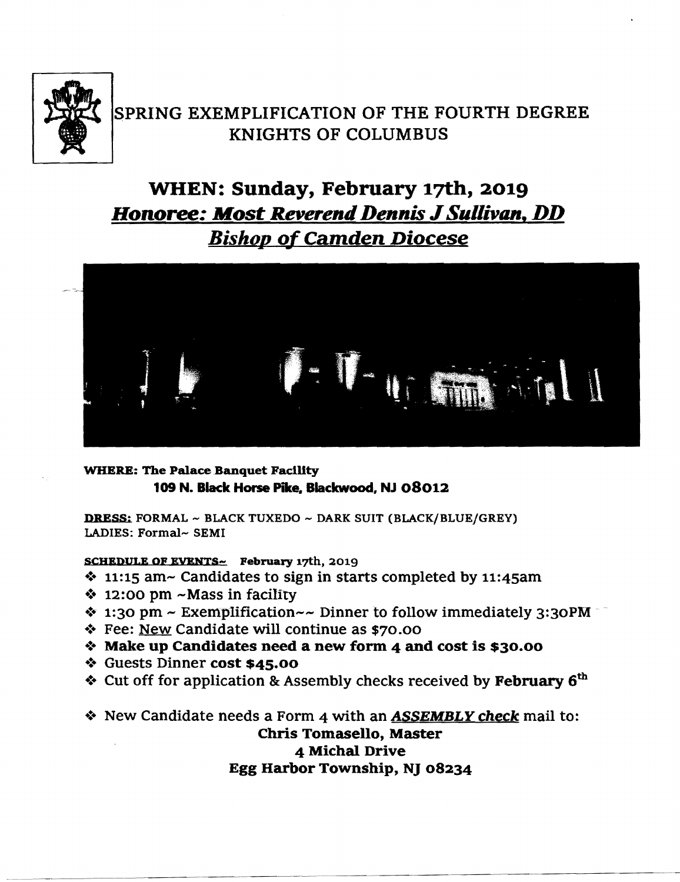# SPRING EXEMPLIFICATION OF THE FOURTH DEGREE KNIGHTS OF COLUMBUS

## WHEN: Sunday, February 17th, 2019

## ***Honoree: Most Reverend Dennis J Sullivan, DD***

## ***Bishop of Camden Diocese***

**WHERE: The Palace Banquet Facility**
**109 N. Black Horse Pike, Blackwood, NJ 08012**

**DRESS:** FORMAL ~ BLACK TUXEDO ~ DARK SUIT (BLACK/BLUE/GREY)
LADIES: Formal~ SEMI

**SCHEDULE OF EVENTS~** **February** 17th, 2019

- 11:15 am~ Candidates to sign in starts completed by 11:45am
- 12:00 pm ~Mass in facility
- 1:30 pm ~ Exemplification~~ Dinner to follow immediately 3:30PM
- Fee: New Candidate will continue as $70.00
- **Make up Candidates need a new form 4 and cost is $30.00**
- Guests Dinner **cost $45.00**
- Cut off for application & Assembly checks received by **February 6th**

- New Candidate needs a Form 4 with an ***ASSEMBLY check*** mail to:

**Chris Tomasello, Master**
**4 Michal Drive**
**Egg Harbor Township, NJ 08234**